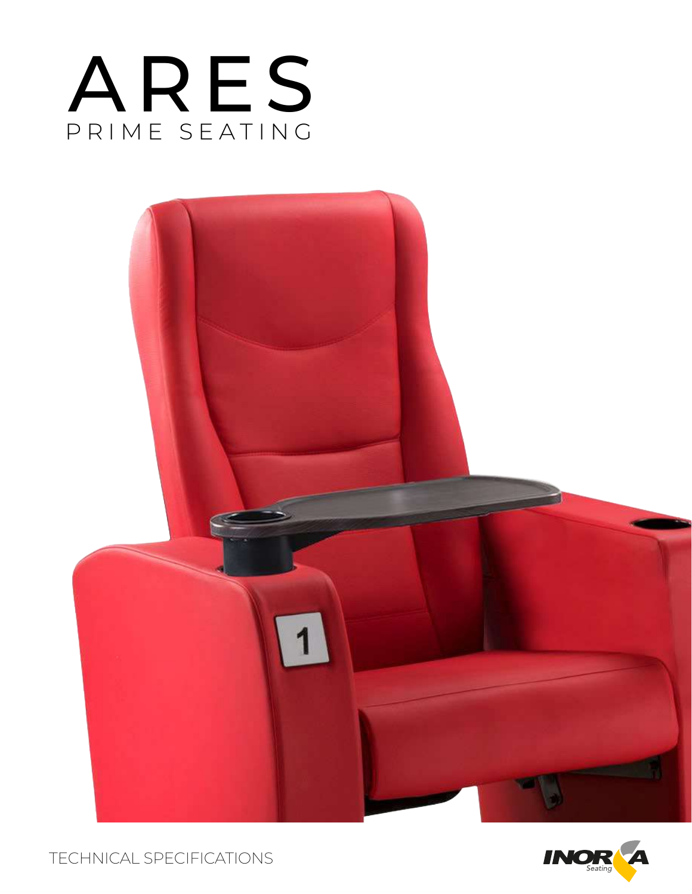# ARES

PRIME SEATING

TECHNICAL SPECIFICATIONS

INORCA Seating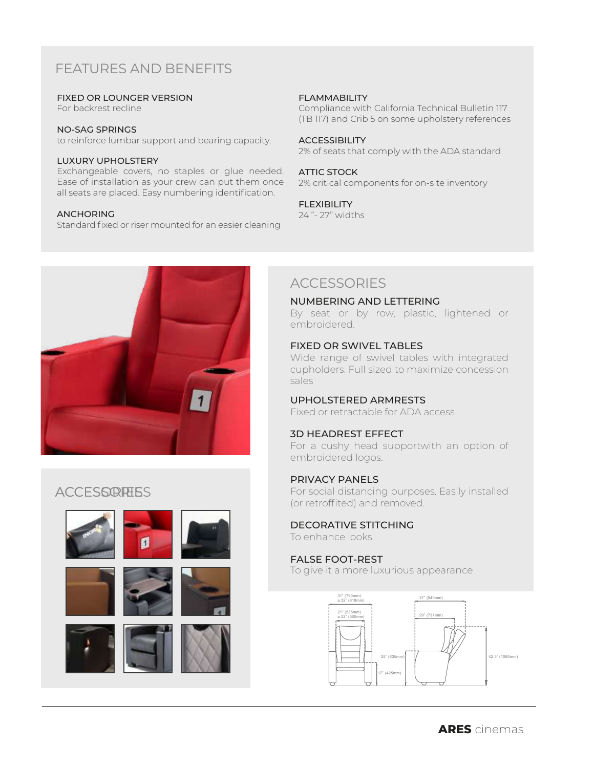## FEATURES AND BENEFITS

**FIXED OR LOUNGER VERSION**
For backrest recline

**NO-SAG SPRINGS**
to reinforce lumbar support and bearing capacity.

**LUXURY UPHOLSTERY**
Exchangeable covers, no staples or glue needed. Ease of installation as your crew can put them once all seats are placed. Easy numbering identification.

**ANCHORING**
Standard fixed or riser mounted for an easier cleaning

**FLAMMABILITY**
Compliance with California Technical Bulletin 117 (TB 117) and Crib 5 on some upholstery references

**ACCESSIBILITY**
2% of seats that comply with the ADA standard

**ATTIC STOCK**
2% critical components for on-site inventory

**FLEXIBILITY**
24 "- 27" widths

## ACCESSORIES

## ACCESSORIES

**NUMBERING AND LETTERING**
By seat or by row, plastic, lightened or embroidered.

**FIXED OR SWIVEL TABLES**
Wide range of swivel tables with integrated cupholders. Full sized to maximize concession sales

**UPHOLSTERED ARMRESTS**
Fixed or retractable for ADA access

**3D HEADREST EFFECT**
For a cushy head supportwith an option of embroidered logos.

**PRIVACY PANELS**
For social distancing purposes. Easily installed (or retroffited) and removed.

**DECORATIVE STITCHING**
To enhance looks

**FALSE FOOT-REST**
To give it a more luxurious appearance

31" (793mm) a 32" (818mm)
21" (535mm) a 22" (560mm)
37" (940mm)
29" (737mm)
25" (635mm)
17" (425mm)
42.5" (1080mm)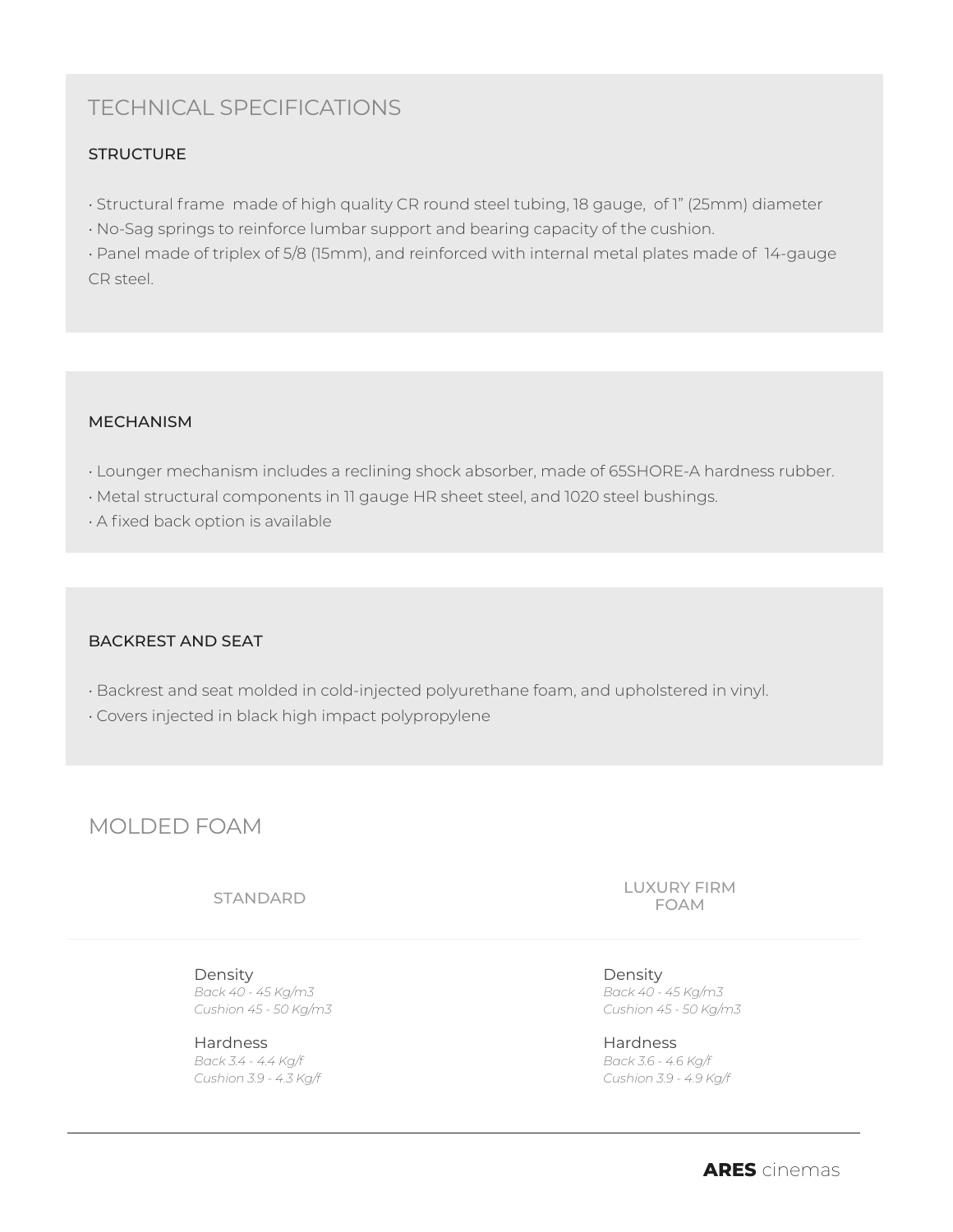# TECHNICAL SPECIFICATIONS

### STRUCTURE

- Structural frame made of high quality CR round steel tubing, 18 gauge, of 1" (25mm) diameter
- No-Sag springs to reinforce lumbar support and bearing capacity of the cushion.
- Panel made of triplex of 5/8 (15mm), and reinforced with internal metal plates made of 14-gauge CR steel.

### MECHANISM

- Lounger mechanism includes a reclining shock absorber, made of 65SHORE-A hardness rubber.
- Metal structural components in 11 gauge HR sheet steel, and 1020 steel bushings.
- A fixed back option is available

### BACKREST AND SEAT

- Backrest and seat molded in cold-injected polyurethane foam, and upholstered in vinyl.
- Covers injected in black high impact polypropylene

# MOLDED FOAM

| STANDARD | LUXURY FIRM FOAM |
|---|---|
| Density<br>*Back 40 - 45 Kg/m3*<br>*Cushion 45 - 50 Kg/m3* | Density<br>*Back 40 - 45 Kg/m3*<br>*Cushion 45 - 50 Kg/m3* |
| Hardness<br>*Back 3.4 - 4.4 Kg/f*<br>*Cushion 3.9 - 4.3 Kg/f* | Hardness<br>*Back 3.6 - 4.6 Kg/f*<br>*Cushion 3.9 - 4.9 Kg/f* |

**ARES** cinemas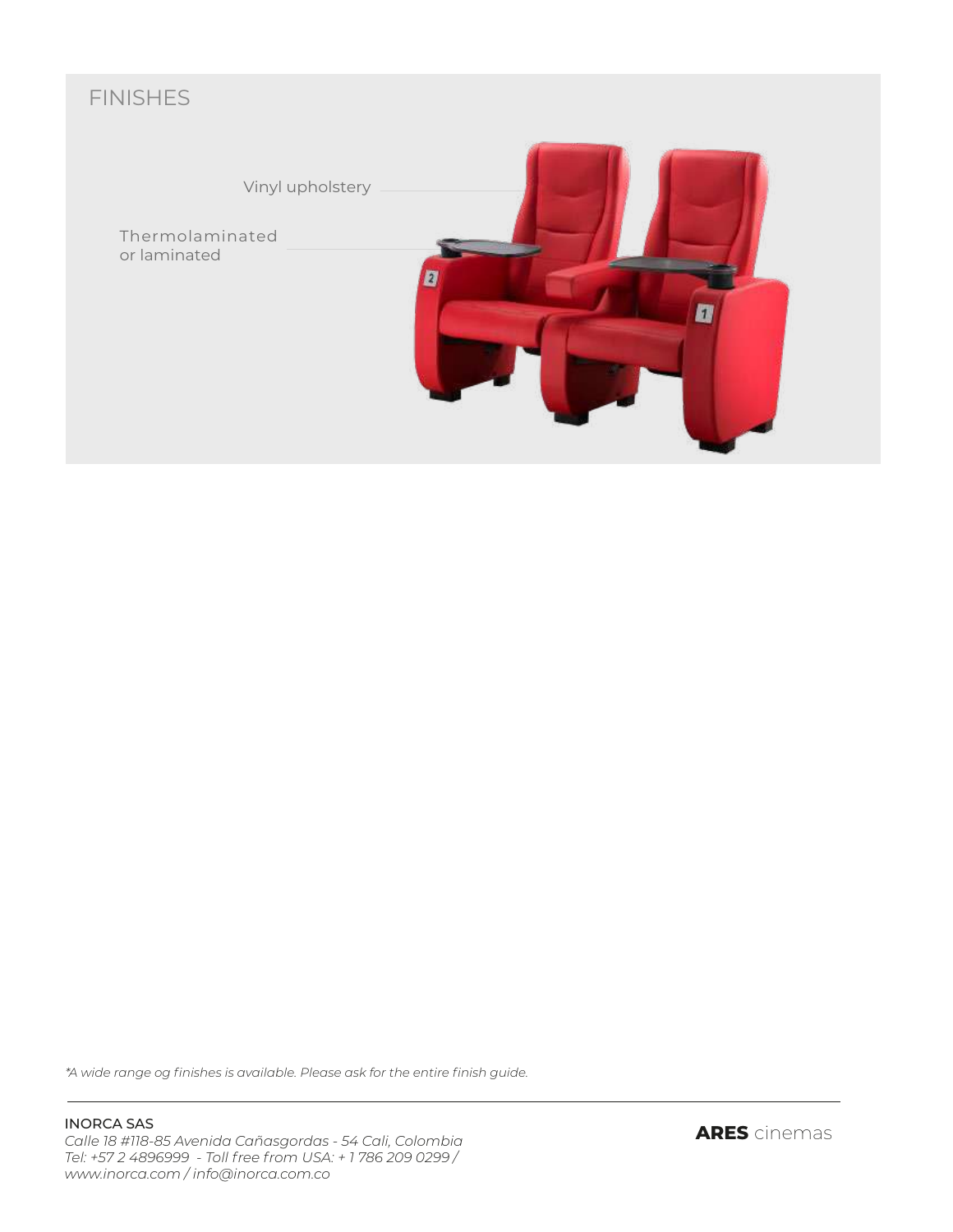## FINISHES

Vinyl upholstery

Thermolaminated
or laminated

*A wide range og finishes is available. Please ask for the entire finish guide.*

INORCA SAS
*Calle 18 #118-85 Avenida Cañasgordas - 54 Cali, Colombia*
*Tel: +57 2 4896999 - Toll free from USA: + 1 786 209 0299 /*
*www.inorca.com / info@inorca.com.co*

**ARES** cinemas